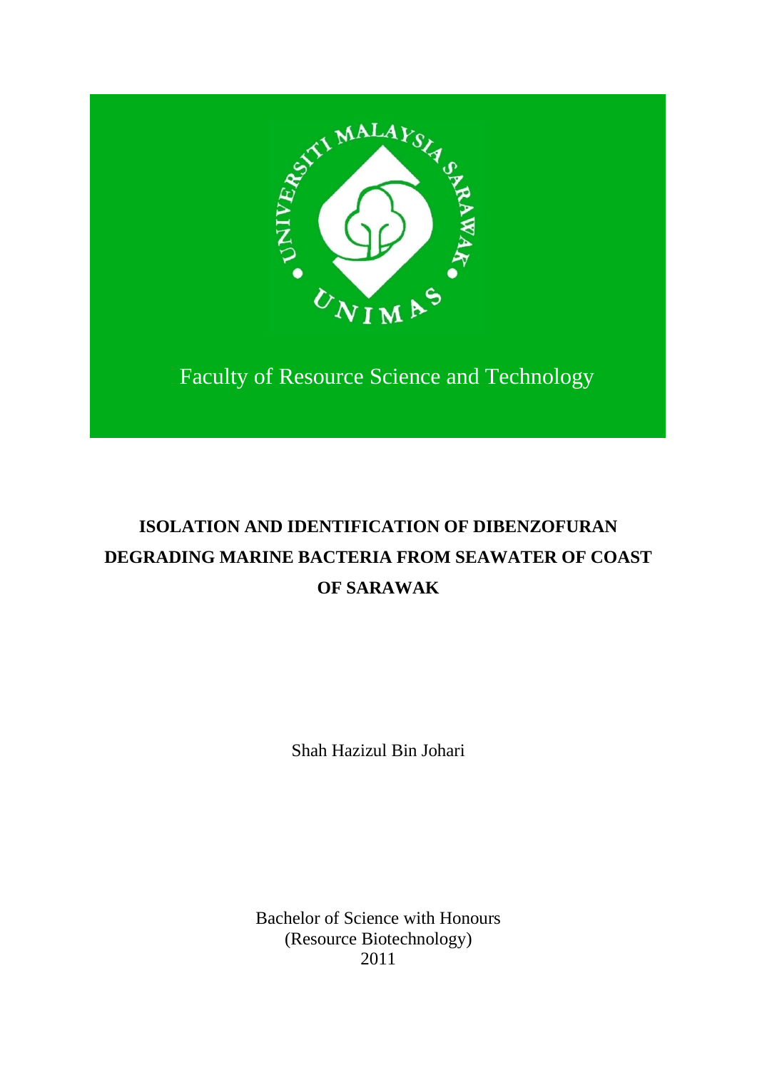Faculty of Resource Science and Technology

# ISOLATION AND IDENTIFICATION OF DIBENZOFURAN DEGRADING MARINE BACTERIA FROM SEAWATER OF COAST OF SARAWAK

Shah Hazizul Bin Johari

Bachelor of Science with Honours
(Resource Biotechnology)
2011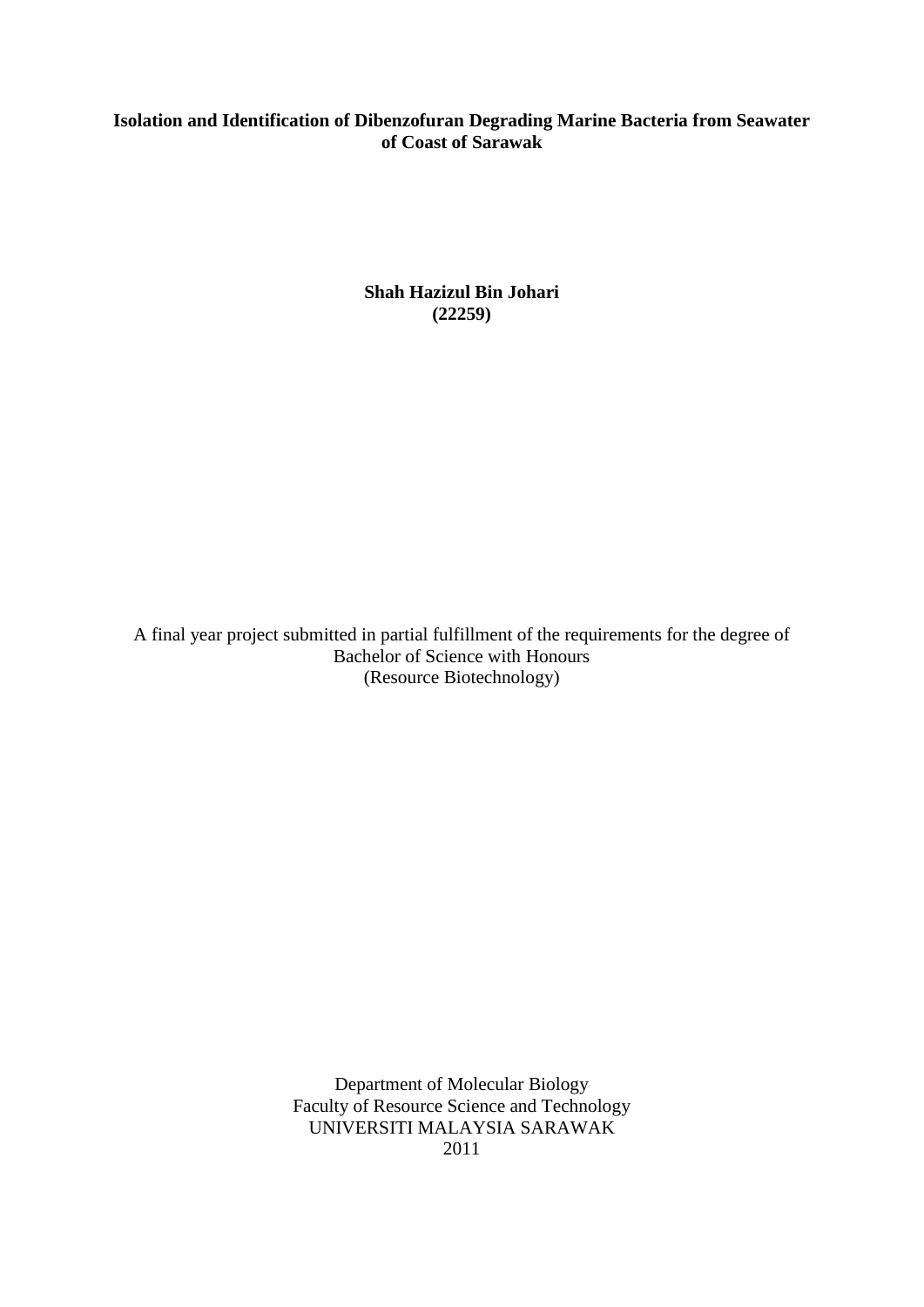**Isolation and Identification of Dibenzofuran Degrading Marine Bacteria from Seawater of Coast of Sarawak**

**Shah Hazizul Bin Johari**
**(22259)**

A final year project submitted in partial fulfillment of the requirements for the degree of Bachelor of Science with Honours
(Resource Biotechnology)

Department of Molecular Biology
Faculty of Resource Science and Technology
UNIVERSITI MALAYSIA SARAWAK
2011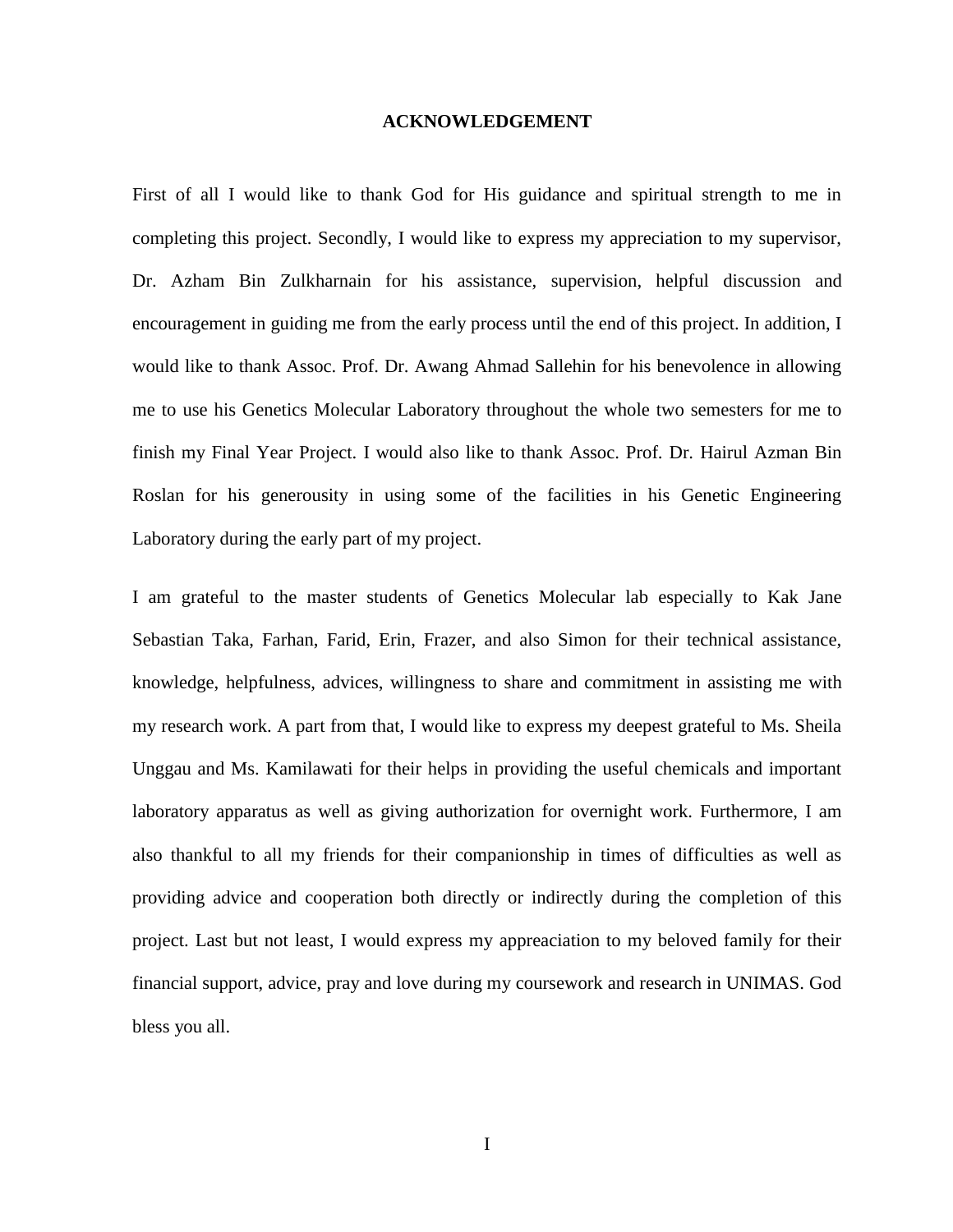# ACKNOWLEDGEMENT

First of all I would like to thank God for His guidance and spiritual strength to me in completing this project. Secondly, I would like to express my appreciation to my supervisor, Dr. Azham Bin Zulkharnain for his assistance, supervision, helpful discussion and encouragement in guiding me from the early process until the end of this project. In addition, I would like to thank Assoc. Prof. Dr. Awang Ahmad Sallehin for his benevolence in allowing me to use his Genetics Molecular Laboratory throughout the whole two semesters for me to finish my Final Year Project. I would also like to thank Assoc. Prof. Dr. Hairul Azman Bin Roslan for his generousity in using some of the facilities in his Genetic Engineering Laboratory during the early part of my project.

I am grateful to the master students of Genetics Molecular lab especially to Kak Jane Sebastian Taka, Farhan, Farid, Erin, Frazer, and also Simon for their technical assistance, knowledge, helpfulness, advices, willingness to share and commitment in assisting me with my research work. A part from that, I would like to express my deepest grateful to Ms. Sheila Unggau and Ms. Kamilawati for their helps in providing the useful chemicals and important laboratory apparatus as well as giving authorization for overnight work. Furthermore, I am also thankful to all my friends for their companionship in times of difficulties as well as providing advice and cooperation both directly or indirectly during the completion of this project. Last but not least, I would express my appreaciation to my beloved family for their financial support, advice, pray and love during my coursework and research in UNIMAS. God bless you all.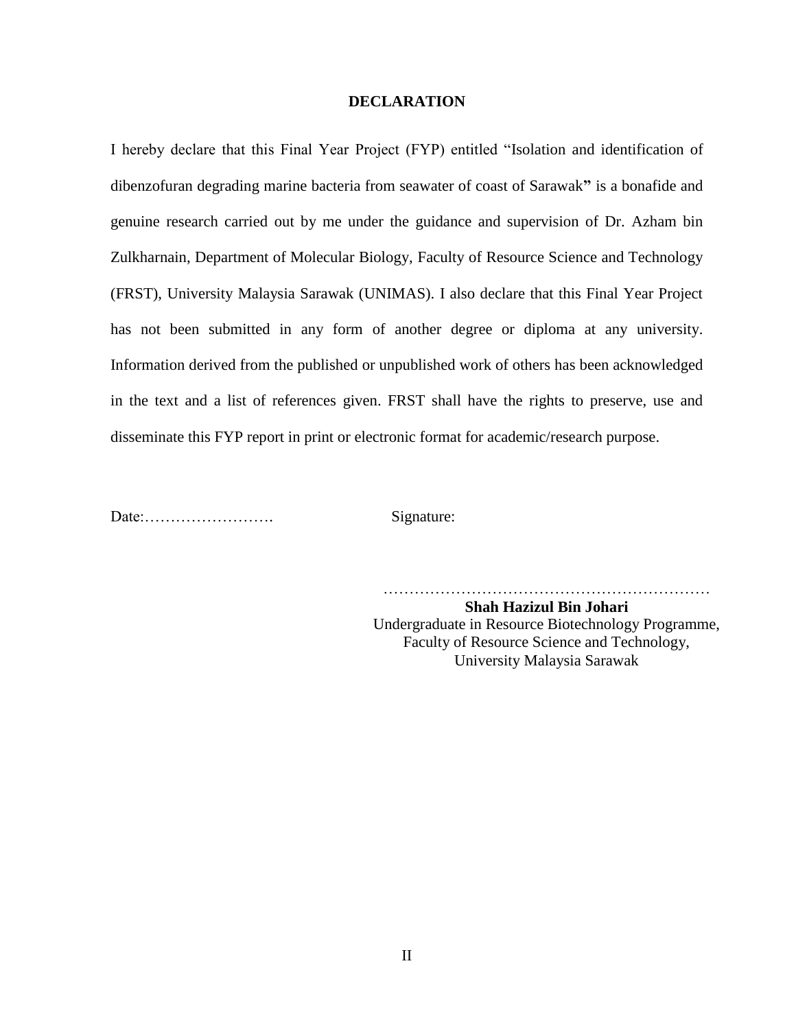# DECLARATION

I hereby declare that this Final Year Project (FYP) entitled "Isolation and identification of dibenzofuran degrading marine bacteria from seawater of coast of Sarawak**"** is a bonafide and genuine research carried out by me under the guidance and supervision of Dr. Azham bin Zulkharnain, Department of Molecular Biology, Faculty of Resource Science and Technology (FRST), University Malaysia Sarawak (UNIMAS). I also declare that this Final Year Project has not been submitted in any form of another degree or diploma at any university. Information derived from the published or unpublished work of others has been acknowledged in the text and a list of references given. FRST shall have the rights to preserve, use and disseminate this FYP report in print or electronic format for academic/research purpose.

Date:……………………. Signature:

………………………………………………………

**Shah Hazizul Bin Johari**

Undergraduate in Resource Biotechnology Programme,

Faculty of Resource Science and Technology,

University Malaysia Sarawak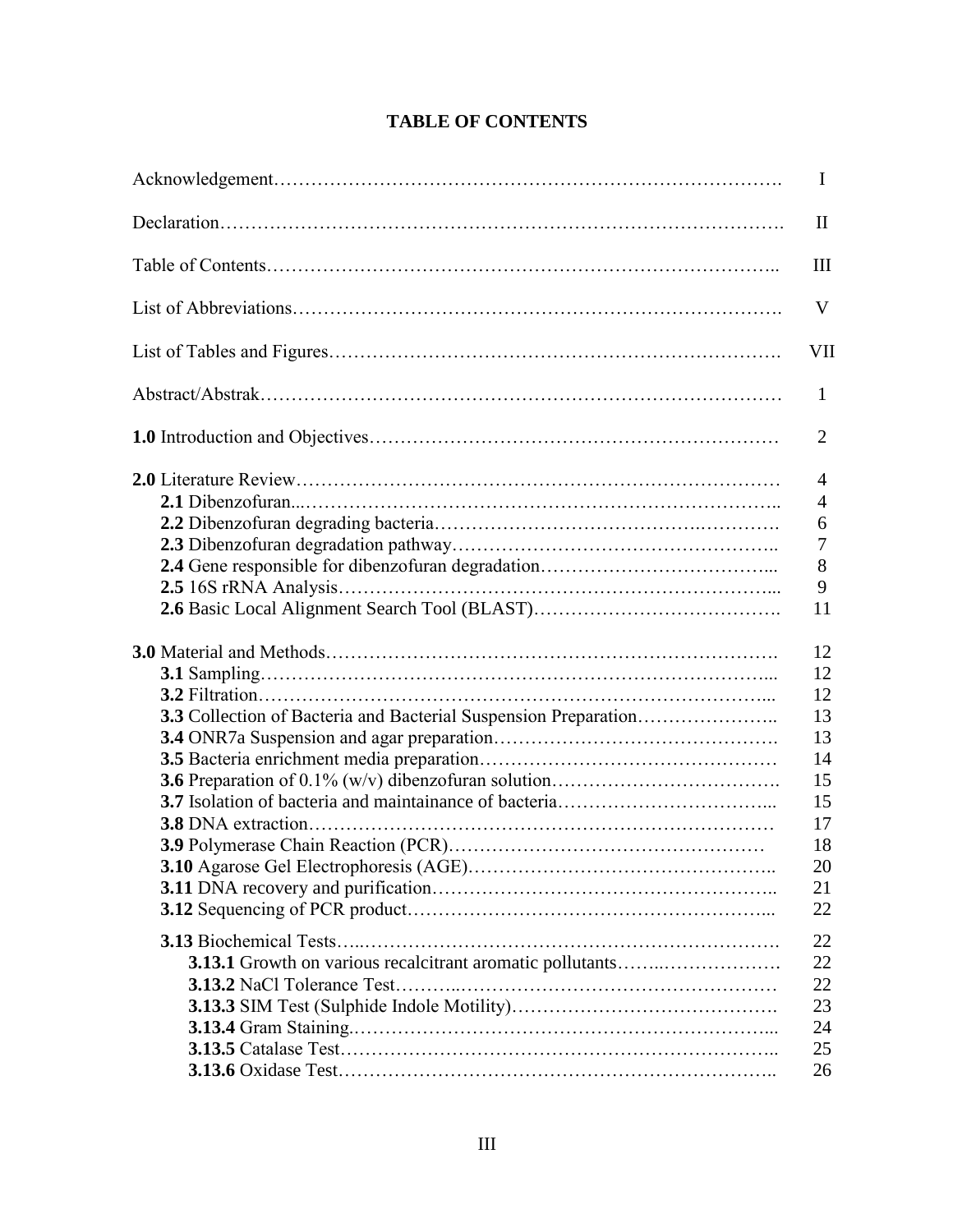# TABLE OF CONTENTS

| | |
|---|---|
| Acknowledgement | I |
| Declaration | II |
| Table of Contents | III |
| List of Abbreviations | V |
| List of Tables and Figures | VII |
| Abstract/Abstrak | 1 |
| **1.0** Introduction and Objectives | 2 |
| **2.0** Literature Review | 4 |
| **2.1** Dibenzofuran | 4 |
| **2.2** Dibenzofuran degrading bacteria | 6 |
| **2.3** Dibenzofuran degradation pathway | 7 |
| **2.4** Gene responsible for dibenzofuran degradation | 8 |
| **2.5** 16S rRNA Analysis | 9 |
| **2.6** Basic Local Alignment Search Tool (BLAST) | 11 |
| **3.0** Material and Methods | 12 |
| **3.1** Sampling | 12 |
| **3.2** Filtration | 12 |
| **3.3** Collection of Bacteria and Bacterial Suspension Preparation | 13 |
| **3.4** ONR7a Suspension and agar preparation | 13 |
| **3.5** Bacteria enrichment media preparation | 14 |
| **3.6** Preparation of 0.1% (w/v) dibenzofuran solution | 15 |
| **3.7** Isolation of bacteria and maintainance of bacteria | 15 |
| **3.8** DNA extraction | 17 |
| **3.9** Polymerase Chain Reaction (PCR) | 18 |
| **3.10** Agarose Gel Electrophoresis (AGE) | 20 |
| **3.11** DNA recovery and purification | 21 |
| **3.12** Sequencing of PCR product | 22 |
| **3.13** Biochemical Tests | 22 |
| **3.13.1** Growth on various recalcitrant aromatic pollutants | 22 |
| **3.13.2** NaCl Tolerance Test | 22 |
| **3.13.3** SIM Test (Sulphide Indole Motility) | 23 |
| **3.13.4** Gram Staining | 24 |
| **3.13.5** Catalase Test | 25 |
| **3.13.6** Oxidase Test | 26 |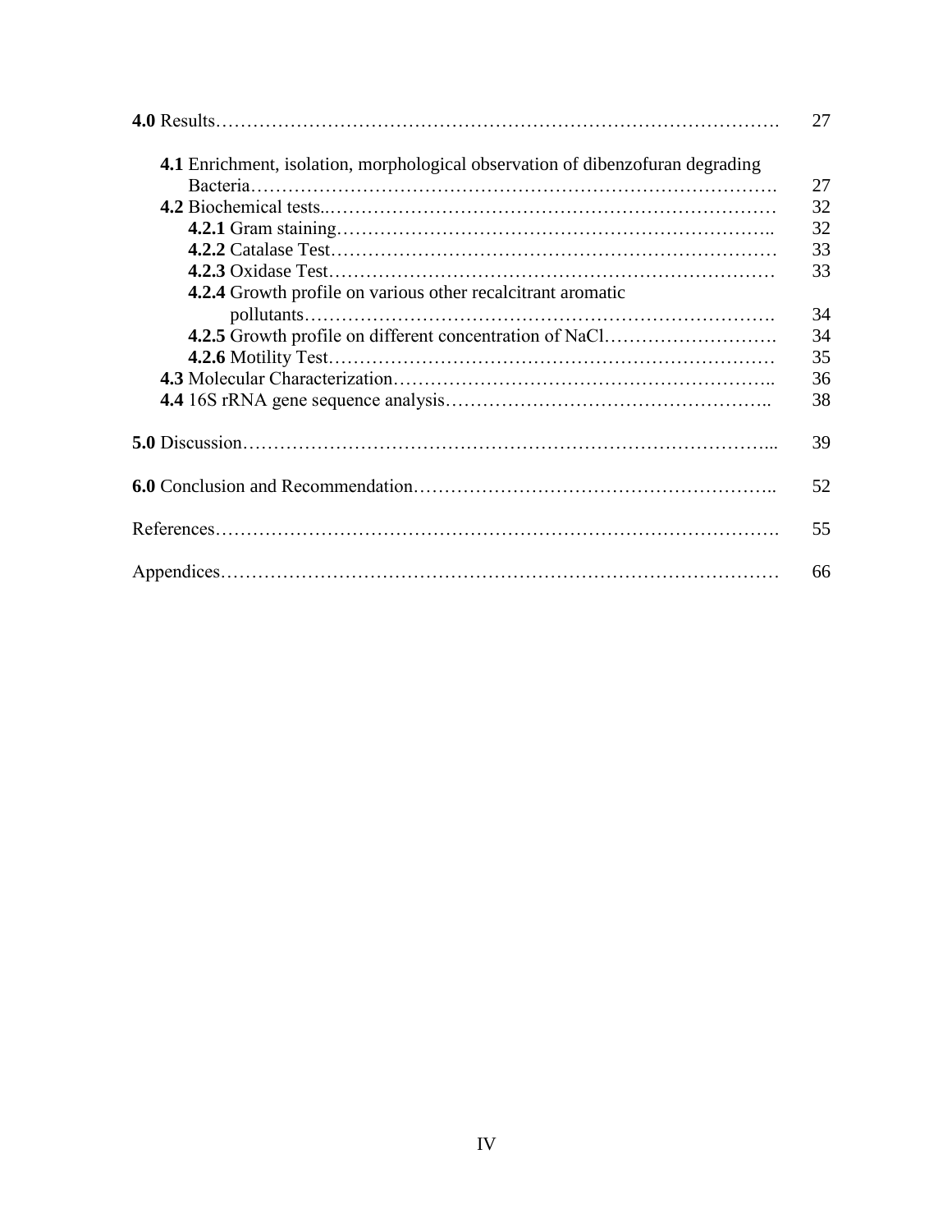| | |
|---|---|
| **4.0** Results………………………………………………………………………………. | 27 |
| **4.1** Enrichment, isolation, morphological observation of dibenzofuran degrading Bacteria………………………………………………………………………. | 27 |
| **4.2** Biochemical tests..…………………………………………………………………… | 32 |
| **4.2.1** Gram staining……………………………………………………………….. | 32 |
| **4.2.2** Catalase Test………………………………………………………………… | 33 |
| **4.2.3** Oxidase Test………………………………………………………………… | 33 |
| **4.2.4** Growth profile on various other recalcitrant aromatic pollutants………………………………………………………………. | 34 |
| **4.2.5** Growth profile on different concentration of NaCl………………………. | 34 |
| **4.2.6** Motility Test………………………………………………………………… | 35 |
| **4.3** Molecular Characterization…………………………………………………….. | 36 |
| **4.4** 16S rRNA gene sequence analysis…………………………………………….. | 38 |
| **5.0** Discussion………………………………………………………………………... | 39 |
| **6.0** Conclusion and Recommendation……………………………………………….. | 52 |
| References………………………………………………………………………………. | 55 |
| Appendices……………………………………………………………………………… | 66 |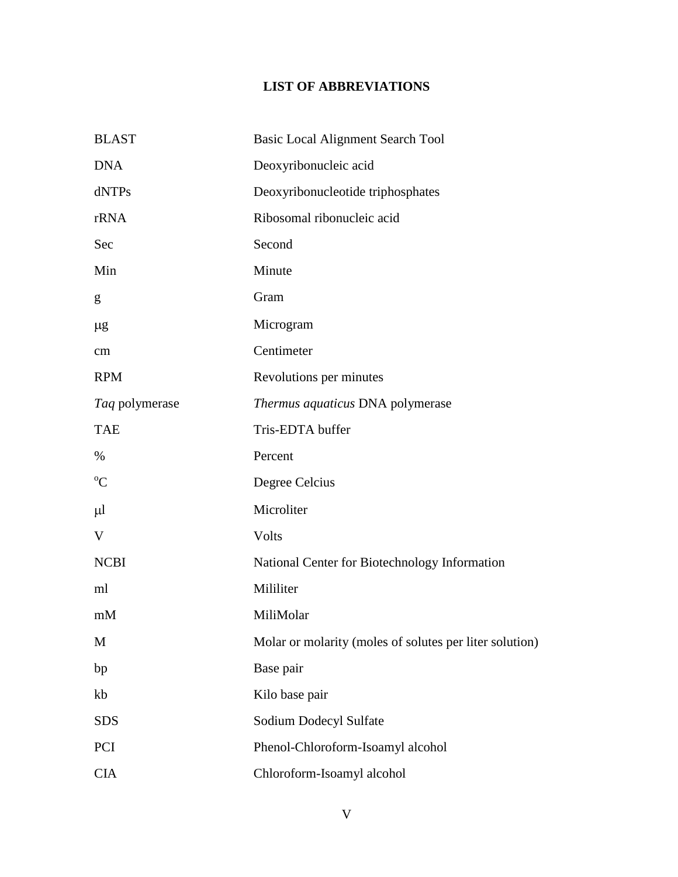# LIST OF ABBREVIATIONS

| | |
|---|---|
| BLAST | Basic Local Alignment Search Tool |
| DNA | Deoxyribonucleic acid |
| dNTPs | Deoxyribonucleotide triphosphates |
| rRNA | Ribosomal ribonucleic acid |
| Sec | Second |
| Min | Minute |
| g | Gram |
| μg | Microgram |
| cm | Centimeter |
| RPM | Revolutions per minutes |
| *Taq* polymerase | *Thermus aquaticus* DNA polymerase |
| TAE | Tris-EDTA buffer |
| % | Percent |
| $^{o}$C | Degree Celcius |
| μl | Microliter |
| V | Volts |
| NCBI | National Center for Biotechnology Information |
| ml | Mililiter |
| mM | MiliMolar |
| M | Molar or molarity (moles of solutes per liter solution) |
| bp | Base pair |
| kb | Kilo base pair |
| SDS | Sodium Dodecyl Sulfate |
| PCI | Phenol-Chloroform-Isoamyl alcohol |
| CIA | Chloroform-Isoamyl alcohol |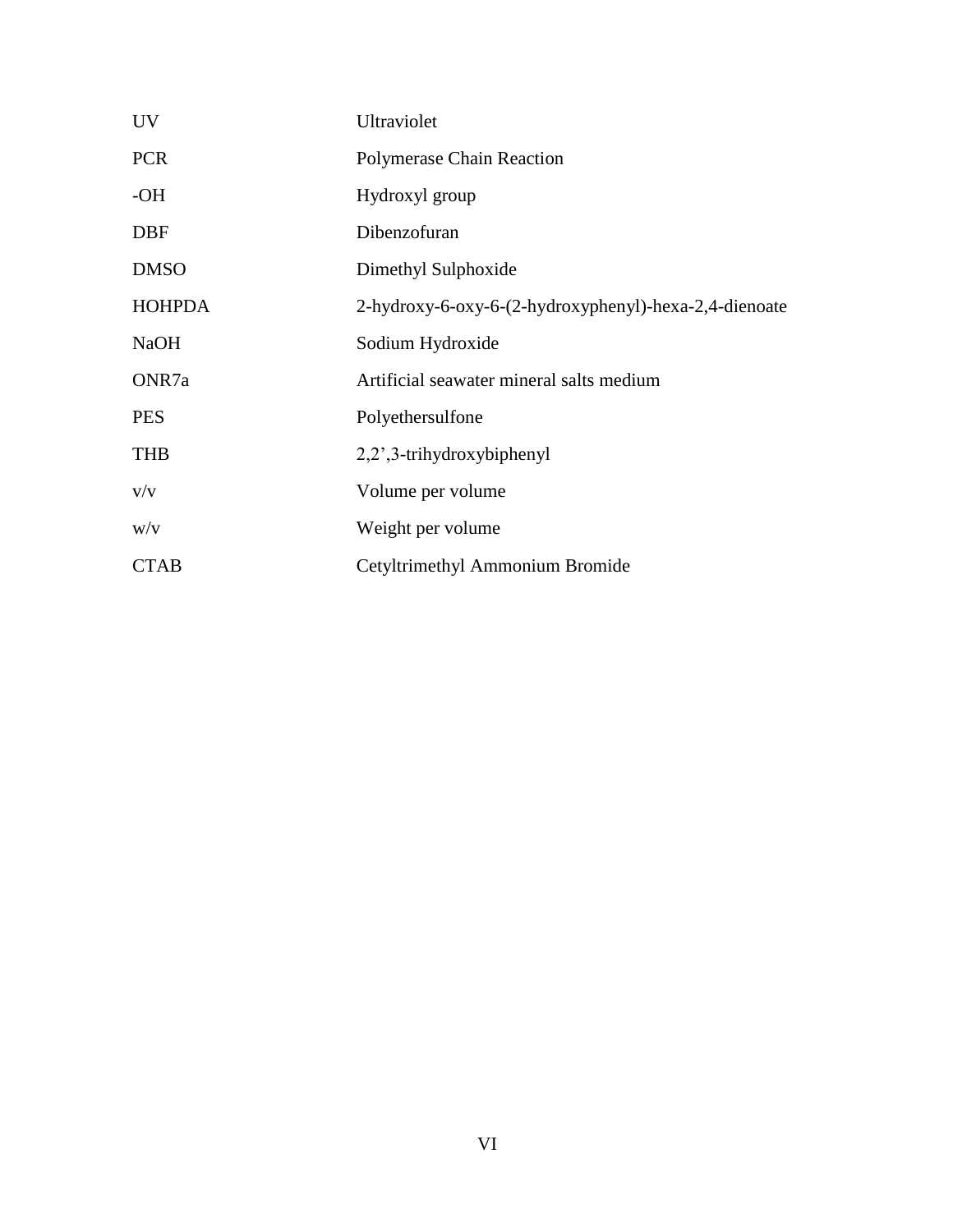| | |
|---|---|
| UV | Ultraviolet |
| PCR | Polymerase Chain Reaction |
| -OH | Hydroxyl group |
| DBF | Dibenzofuran |
| DMSO | Dimethyl Sulphoxide |
| HOHPDA | 2-hydroxy-6-oxy-6-(2-hydroxyphenyl)-hexa-2,4-dienoate |
| NaOH | Sodium Hydroxide |
| ONR7a | Artificial seawater mineral salts medium |
| PES | Polyethersulfone |
| THB | 2,2',3-trihydroxybiphenyl |
| v/v | Volume per volume |
| w/v | Weight per volume |
| CTAB | Cetyltrimethyl Ammonium Bromide |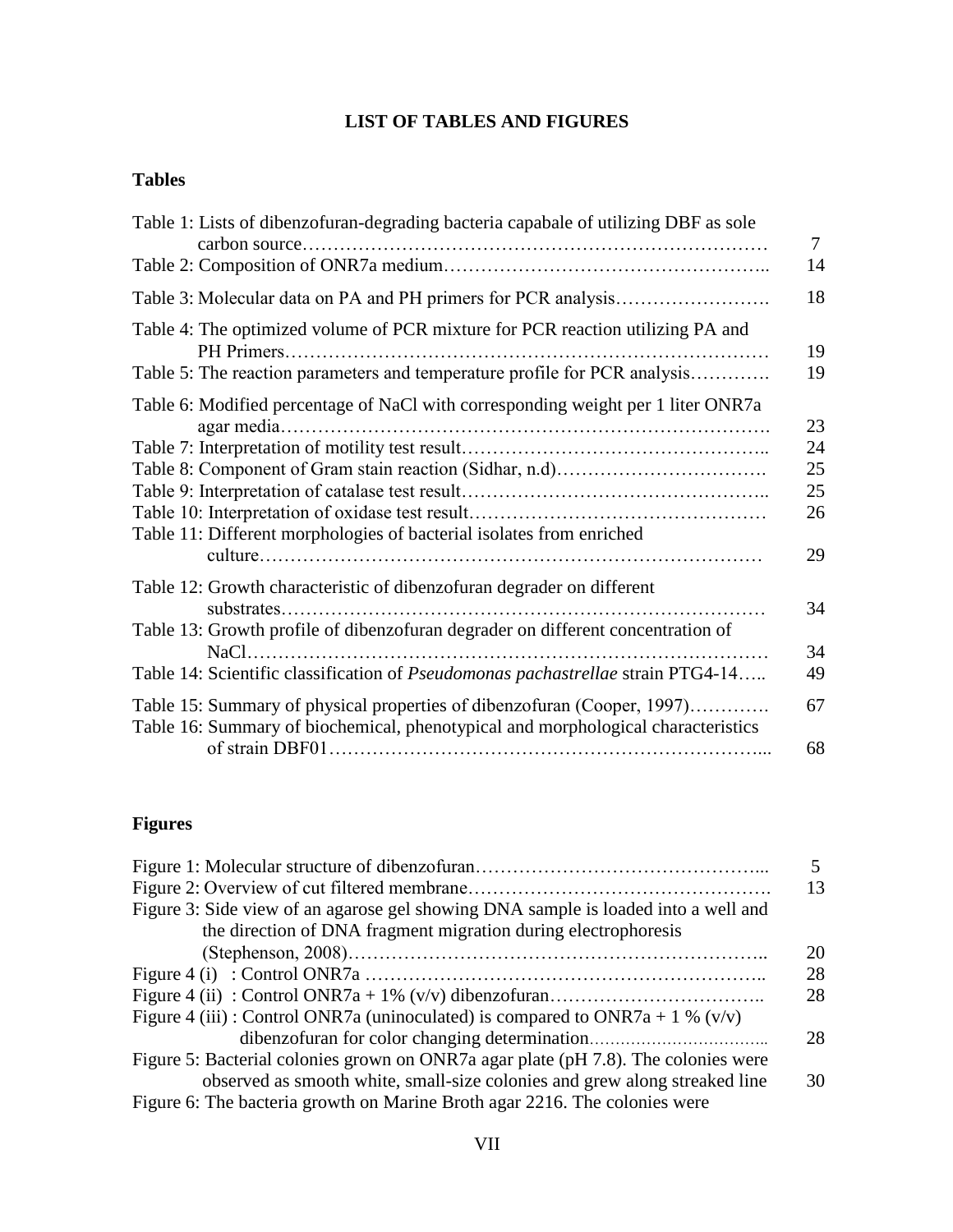# LIST OF TABLES AND FIGURES

## Tables

| | |
|---|---|
| Table 1: Lists of dibenzofuran-degrading bacteria capabale of utilizing DBF as sole carbon source……………………………………………………………… | 7 |
| Table 2: Composition of ONR7a medium………………………………………….. | 14 |
| Table 3: Molecular data on PA and PH primers for PCR analysis……………………. | 18 |
| Table 4: The optimized volume of PCR mixture for PCR reaction utilizing PA and PH Primers………………………………………………………………… | 19 |
| Table 5: The reaction parameters and temperature profile for PCR analysis…………. | 19 |
| Table 6: Modified percentage of NaCl with corresponding weight per 1 liter ONR7a agar media………………………………………………………………. | 23 |
| Table 7: Interpretation of motility test result………………………………………….. | 24 |
| Table 8: Component of Gram stain reaction (Sidhar, n.d)……………………………. | 25 |
| Table 9: Interpretation of catalase test result………………………………………….. | 25 |
| Table 10: Interpretation of oxidase test result………………………………………… | 26 |
| Table 11: Different morphologies of bacterial isolates from enriched culture………………………………………………………………… | 29 |
| Table 12: Growth characteristic of dibenzofuran degrader on different substrates………………………………………………………………… | 34 |
| Table 13: Growth profile of dibenzofuran degrader on different concentration of NaCl…………………………………………………………………… | 34 |
| Table 14: Scientific classification of *Pseudomonas pachastrellae* strain PTG4-14….. | 49 |
| Table 15: Summary of physical properties of dibenzofuran (Cooper, 1997)…………. | 67 |
| Table 16: Summary of biochemical, phenotypical and morphological characteristics of strain DBF01…………………………………………………………... | 68 |

## Figures

| | |
|---|---|
| Figure 1: Molecular structure of dibenzofuran……………………………………... | 5 |
| Figure 2: Overview of cut filtered membrane………………………………………. | 13 |
| Figure 3: Side view of an agarose gel showing DNA sample is loaded into a well and the direction of DNA fragment migration during electrophoresis (Stephenson, 2008)………………………………………………………….. | 20 |
| Figure 4 (i) : Control ONR7a ……………………………………………………….. | 28 |
| Figure 4 (ii) : Control ONR7a + 1% (v/v) dibenzofuran…………………………….. | 28 |
| Figure 4 (iii) : Control ONR7a (uninoculated) is compared to ONR7a + 1 % (v/v) dibenzofuran for color changing determination…………………………….. | 28 |
| Figure 5: Bacterial colonies grown on ONR7a agar plate (pH 7.8). The colonies were observed as smooth white, small-size colonies and grew along streaked line | 30 |
| Figure 6: The bacteria growth on Marine Broth agar 2216. The colonies were | |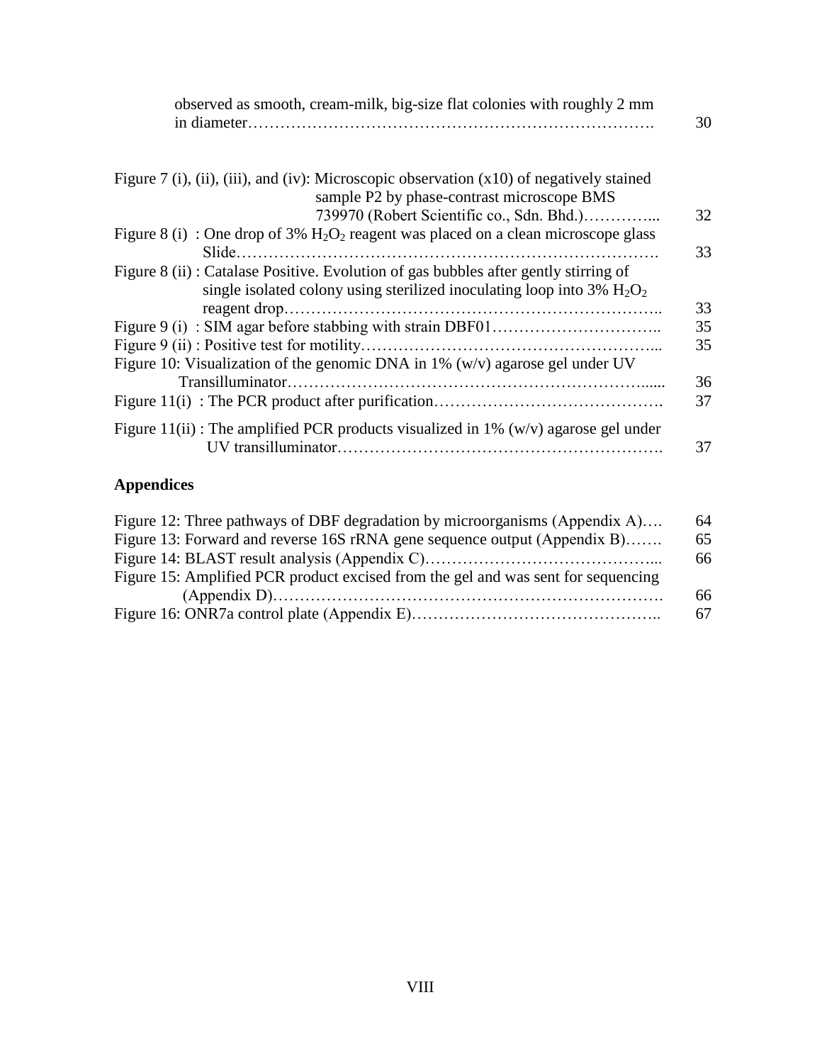observed as smooth, cream-milk, big-size flat colonies with roughly 2 mm in diameter………………………………………………………………… 30

Figure 7 (i), (ii), (iii), and (iv): Microscopic observation (x10) of negatively stained sample P2 by phase-contrast microscope BMS 739970 (Robert Scientific co., Sdn. Bhd.)………….. 32

Figure 8 (i) : One drop of 3% $H_2O_2$ reagent was placed on a clean microscope glass Slide……………………………………………………………………. 33

Figure 8 (ii) : Catalase Positive. Evolution of gas bubbles after gently stirring of single isolated colony using sterilized inoculating loop into 3% $H_2O_2$ reagent drop…………………………………………………………….. 33

Figure 9 (i) : SIM agar before stabbing with strain DBF01………………………….. 35

Figure 9 (ii) : Positive test for motility……………………………………………... 35

Figure 10: Visualization of the genomic DNA in 1% (w/v) agarose gel under UV Transilluminator…………………………………………………………...... 36

Figure 11(i) : The PCR product after purification……………………………………. 37

Figure 11(ii) : The amplified PCR products visualized in 1% (w/v) agarose gel under UV transilluminator……………………………………………………. 37

**Appendices**

Figure 12: Three pathways of DBF degradation by microorganisms (Appendix A)…. 64

Figure 13: Forward and reverse 16S rRNA gene sequence output (Appendix B)……. 65

Figure 14: BLAST result analysis (Appendix C)……………………………………... 66

Figure 15: Amplified PCR product excised from the gel and was sent for sequencing (Appendix D)……………………………………………………………. 66

Figure 16: ONR7a control plate (Appendix E)……………………………………….. 67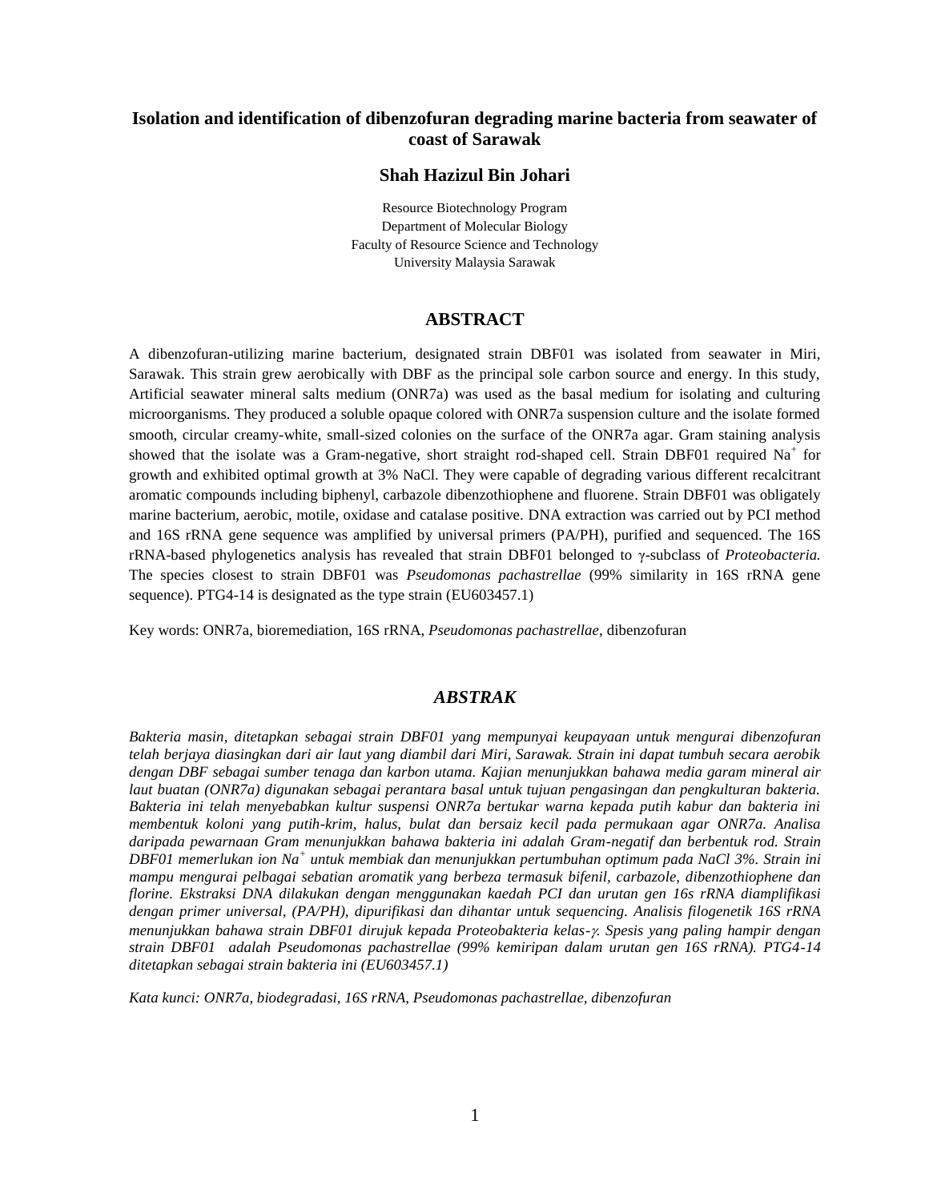# Isolation and identification of dibenzofuran degrading marine bacteria from seawater of coast of Sarawak

**Shah Hazizul Bin Johari**

Resource Biotechnology Program
Department of Molecular Biology
Faculty of Resource Science and Technology
University Malaysia Sarawak

## ABSTRACT

A dibenzofuran-utilizing marine bacterium, designated strain DBF01 was isolated from seawater in Miri, Sarawak. This strain grew aerobically with DBF as the principal sole carbon source and energy. In this study, Artificial seawater mineral salts medium (ONR7a) was used as the basal medium for isolating and culturing microorganisms. They produced a soluble opaque colored with ONR7a suspension culture and the isolate formed smooth, circular creamy-white, small-sized colonies on the surface of the ONR7a agar. Gram staining analysis showed that the isolate was a Gram-negative, short straight rod-shaped cell. Strain DBF01 required $Na^+$ for growth and exhibited optimal growth at 3% NaCl. They were capable of degrading various different recalcitrant aromatic compounds including biphenyl, carbazole dibenzothiophene and fluorene. Strain DBF01 was obligately marine bacterium, aerobic, motile, oxidase and catalase positive. DNA extraction was carried out by PCI method and 16S rRNA gene sequence was amplified by universal primers (PA/PH), purified and sequenced. The 16S rRNA-based phylogenetics analysis has revealed that strain DBF01 belonged to γ-subclass of *Proteobacteria.* The species closest to strain DBF01 was *Pseudomonas pachastrellae* (99% similarity in 16S rRNA gene sequence). PTG4-14 is designated as the type strain (EU603457.1)

Key words: ONR7a, bioremediation, 16S rRNA, *Pseudomonas pachastrellae,* dibenzofuran

## *ABSTRAK*

*Bakteria masin, ditetapkan sebagai strain DBF01 yang mempunyai keupayaan untuk mengurai dibenzofuran telah berjaya diasingkan dari air laut yang diambil dari Miri, Sarawak. Strain ini dapat tumbuh secara aerobik dengan DBF sebagai sumber tenaga dan karbon utama. Kajian menunjukkan bahawa media garam mineral air laut buatan (ONR7a) digunakan sebagai perantara basal untuk tujuan pengasingan dan pengkulturan bakteria. Bakteria ini telah menyebabkan kultur suspensi ONR7a bertukar warna kepada putih kabur dan bakteria ini membentuk koloni yang putih-krim, halus, bulat dan bersaiz kecil pada permukaan agar ONR7a. Analisa daripada pewarnaan Gram menunjukkan bahawa bakteria ini adalah Gram-negatif dan berbentuk rod. Strain DBF01 memerlukan ion* $Na^+$ *untuk membiak dan menunjukkan pertumbuhan optimum pada NaCl 3%. Strain ini mampu mengurai pelbagai sebatian aromatik yang berbeza termasuk bifenil, carbazole, dibenzothiophene dan florine. Ekstraksi DNA dilakukan dengan menggunakan kaedah PCI dan urutan gen 16s rRNA diamplifikasi dengan primer universal, (PA/PH), dipurifikasi dan dihantar untuk sequencing. Analisis filogenetik 16S rRNA menunjukkan bahawa strain DBF01 dirujuk kepada Proteobakteria kelas-γ. Spesis yang paling hampir dengan strain DBF01 adalah Pseudomonas pachastrellae (99% kemiripan dalam urutan gen 16S rRNA). PTG4-14 ditetapkan sebagai strain bakteria ini (EU603457.1)*

*Kata kunci: ONR7a, biodegradasi, 16S rRNA, Pseudomonas pachastrellae, dibenzofuran*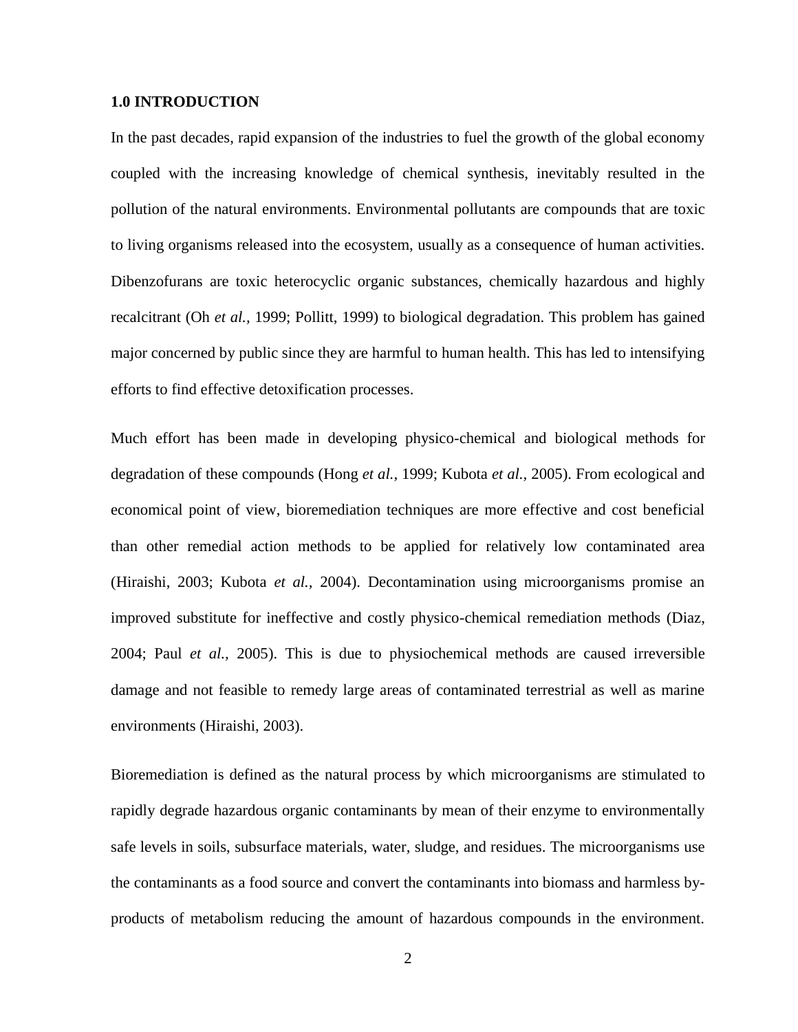## 1.0 INTRODUCTION

In the past decades, rapid expansion of the industries to fuel the growth of the global economy coupled with the increasing knowledge of chemical synthesis, inevitably resulted in the pollution of the natural environments. Environmental pollutants are compounds that are toxic to living organisms released into the ecosystem, usually as a consequence of human activities. Dibenzofurans are toxic heterocyclic organic substances, chemically hazardous and highly recalcitrant (Oh *et al.,* 1999; Pollitt, 1999) to biological degradation. This problem has gained major concerned by public since they are harmful to human health. This has led to intensifying efforts to find effective detoxification processes.

Much effort has been made in developing physico-chemical and biological methods for degradation of these compounds (Hong *et al.,* 1999; Kubota *et al.,* 2005). From ecological and economical point of view, bioremediation techniques are more effective and cost beneficial than other remedial action methods to be applied for relatively low contaminated area (Hiraishi, 2003; Kubota *et al.,* 2004). Decontamination using microorganisms promise an improved substitute for ineffective and costly physico-chemical remediation methods (Diaz, 2004; Paul *et al.,* 2005). This is due to physiochemical methods are caused irreversible damage and not feasible to remedy large areas of contaminated terrestrial as well as marine environments (Hiraishi, 2003).

Bioremediation is defined as the natural process by which microorganisms are stimulated to rapidly degrade hazardous organic contaminants by mean of their enzyme to environmentally safe levels in soils, subsurface materials, water, sludge, and residues. The microorganisms use the contaminants as a food source and convert the contaminants into biomass and harmless by-products of metabolism reducing the amount of hazardous compounds in the environment.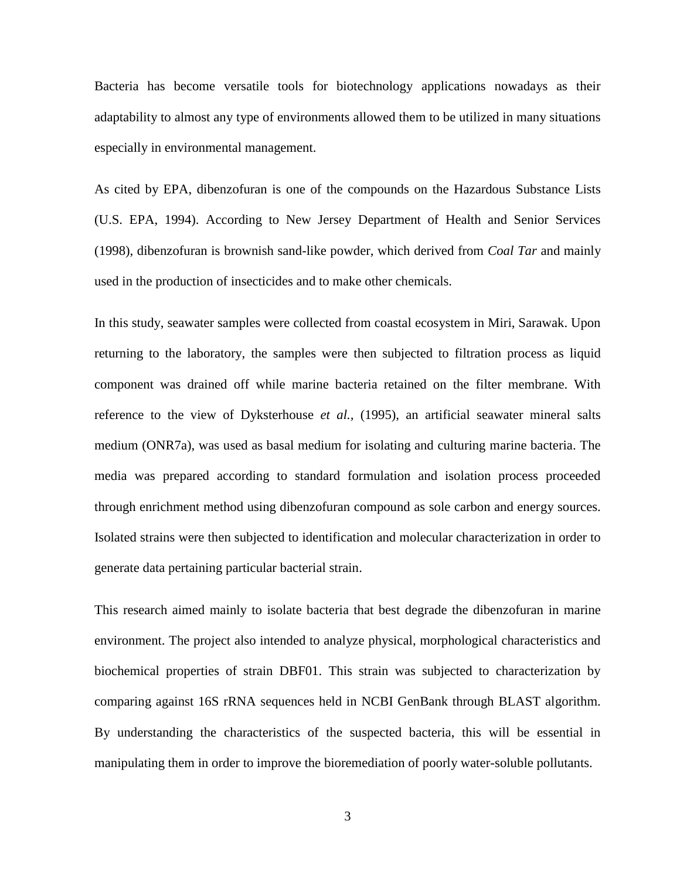Bacteria has become versatile tools for biotechnology applications nowadays as their adaptability to almost any type of environments allowed them to be utilized in many situations especially in environmental management.

As cited by EPA, dibenzofuran is one of the compounds on the Hazardous Substance Lists (U.S. EPA, 1994). According to New Jersey Department of Health and Senior Services (1998), dibenzofuran is brownish sand-like powder, which derived from *Coal Tar* and mainly used in the production of insecticides and to make other chemicals.

In this study, seawater samples were collected from coastal ecosystem in Miri, Sarawak. Upon returning to the laboratory, the samples were then subjected to filtration process as liquid component was drained off while marine bacteria retained on the filter membrane. With reference to the view of Dyksterhouse *et al.*, (1995), an artificial seawater mineral salts medium (ONR7a), was used as basal medium for isolating and culturing marine bacteria. The media was prepared according to standard formulation and isolation process proceeded through enrichment method using dibenzofuran compound as sole carbon and energy sources. Isolated strains were then subjected to identification and molecular characterization in order to generate data pertaining particular bacterial strain.

This research aimed mainly to isolate bacteria that best degrade the dibenzofuran in marine environment. The project also intended to analyze physical, morphological characteristics and biochemical properties of strain DBF01. This strain was subjected to characterization by comparing against 16S rRNA sequences held in NCBI GenBank through BLAST algorithm. By understanding the characteristics of the suspected bacteria, this will be essential in manipulating them in order to improve the bioremediation of poorly water-soluble pollutants.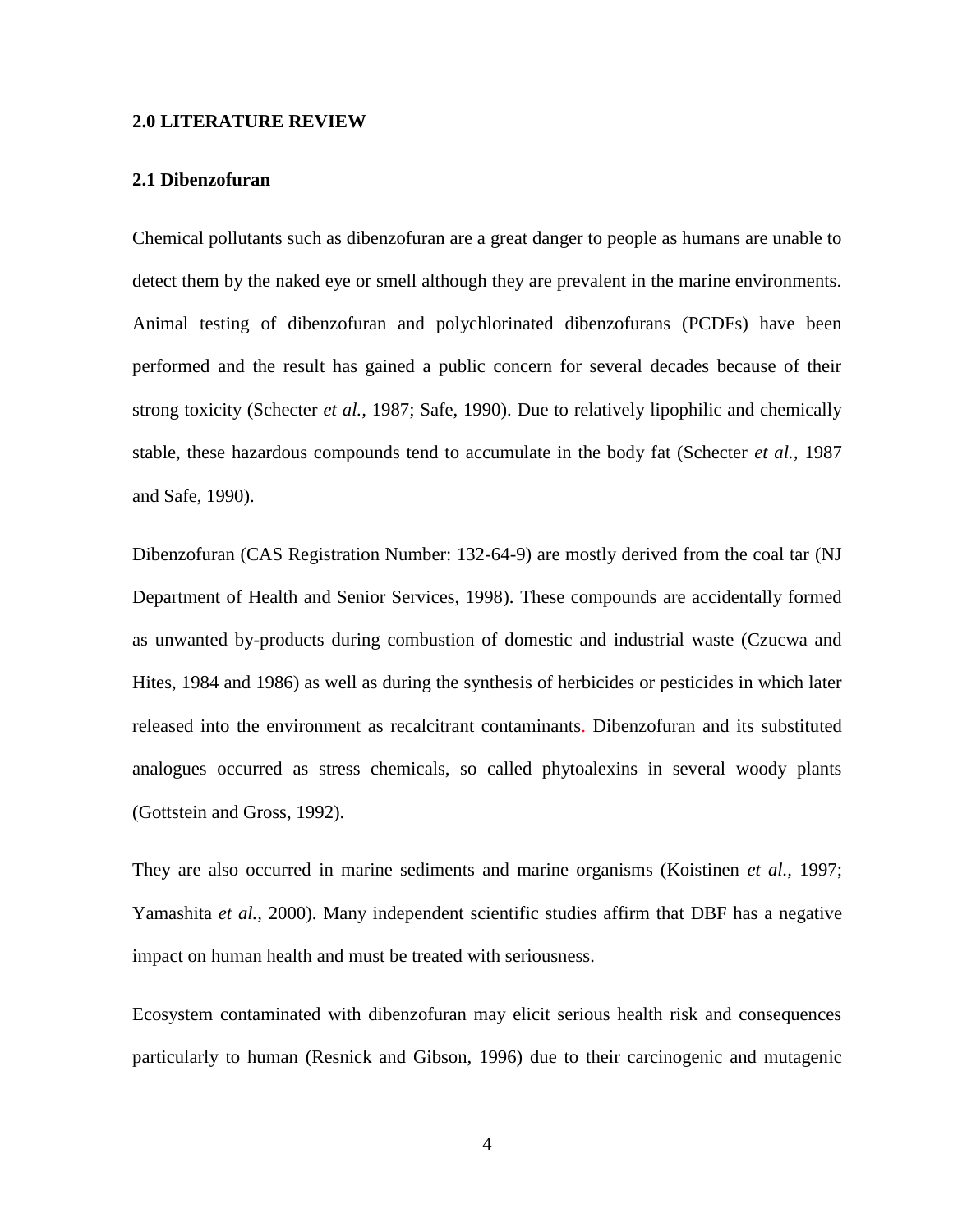## 2.0 LITERATURE REVIEW

### 2.1 Dibenzofuran

Chemical pollutants such as dibenzofuran are a great danger to people as humans are unable to detect them by the naked eye or smell although they are prevalent in the marine environments. Animal testing of dibenzofuran and polychlorinated dibenzofurans (PCDFs) have been performed and the result has gained a public concern for several decades because of their strong toxicity (Schecter *et al.,* 1987; Safe, 1990). Due to relatively lipophilic and chemically stable, these hazardous compounds tend to accumulate in the body fat (Schecter *et al.*, 1987 and Safe, 1990).

Dibenzofuran (CAS Registration Number: 132-64-9) are mostly derived from the coal tar (NJ Department of Health and Senior Services, 1998). These compounds are accidentally formed as unwanted by-products during combustion of domestic and industrial waste (Czucwa and Hites, 1984 and 1986) as well as during the synthesis of herbicides or pesticides in which later released into the environment as recalcitrant contaminants. Dibenzofuran and its substituted analogues occurred as stress chemicals, so called phytoalexins in several woody plants (Gottstein and Gross, 1992).

They are also occurred in marine sediments and marine organisms (Koistinen *et al.,* 1997; Yamashita *et al.,* 2000). Many independent scientific studies affirm that DBF has a negative impact on human health and must be treated with seriousness.

Ecosystem contaminated with dibenzofuran may elicit serious health risk and consequences particularly to human (Resnick and Gibson, 1996) due to their carcinogenic and mutagenic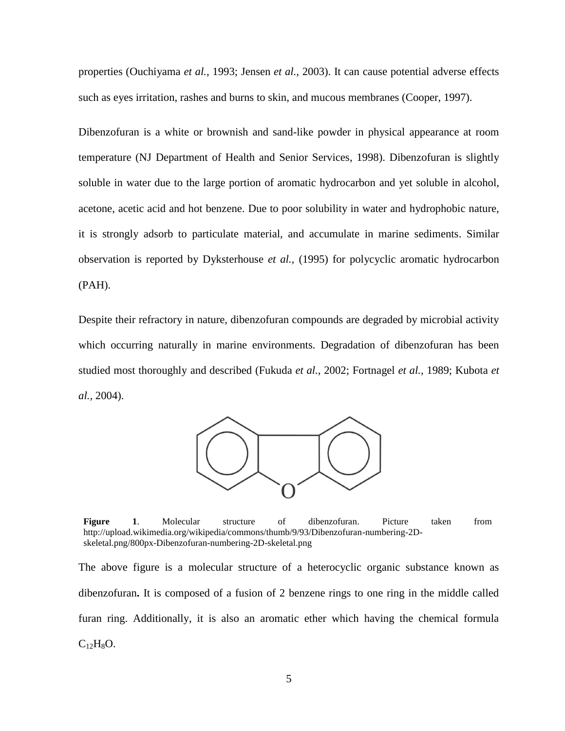properties (Ouchiyama *et al.,* 1993; Jensen *et al.,* 2003). It can cause potential adverse effects such as eyes irritation, rashes and burns to skin, and mucous membranes (Cooper, 1997).

Dibenzofuran is a white or brownish and sand-like powder in physical appearance at room temperature (NJ Department of Health and Senior Services, 1998). Dibenzofuran is slightly soluble in water due to the large portion of aromatic hydrocarbon and yet soluble in alcohol, acetone, acetic acid and hot benzene. Due to poor solubility in water and hydrophobic nature, it is strongly adsorb to particulate material, and accumulate in marine sediments. Similar observation is reported by Dyksterhouse *et al.,* (1995) for polycyclic aromatic hydrocarbon (PAH).

Despite their refractory in nature, dibenzofuran compounds are degraded by microbial activity which occurring naturally in marine environments. Degradation of dibenzofuran has been studied most thoroughly and described (Fukuda *et al.,* 2002; Fortnagel *et al.,* 1989; Kubota *et al.,* 2004).

**Figure 1**. Molecular structure of dibenzofuran. Picture taken from http://upload.wikimedia.org/wikipedia/commons/thumb/9/93/Dibenzofuran-numbering-2D-skeletal.png/800px-Dibenzofuran-numbering-2D-skeletal.png

The above figure is a molecular structure of a heterocyclic organic substance known as dibenzofuran**.** It is composed of a fusion of 2 benzene rings to one ring in the middle called furan ring. Additionally, it is also an aromatic ether which having the chemical formula $C_{12}H_8O$.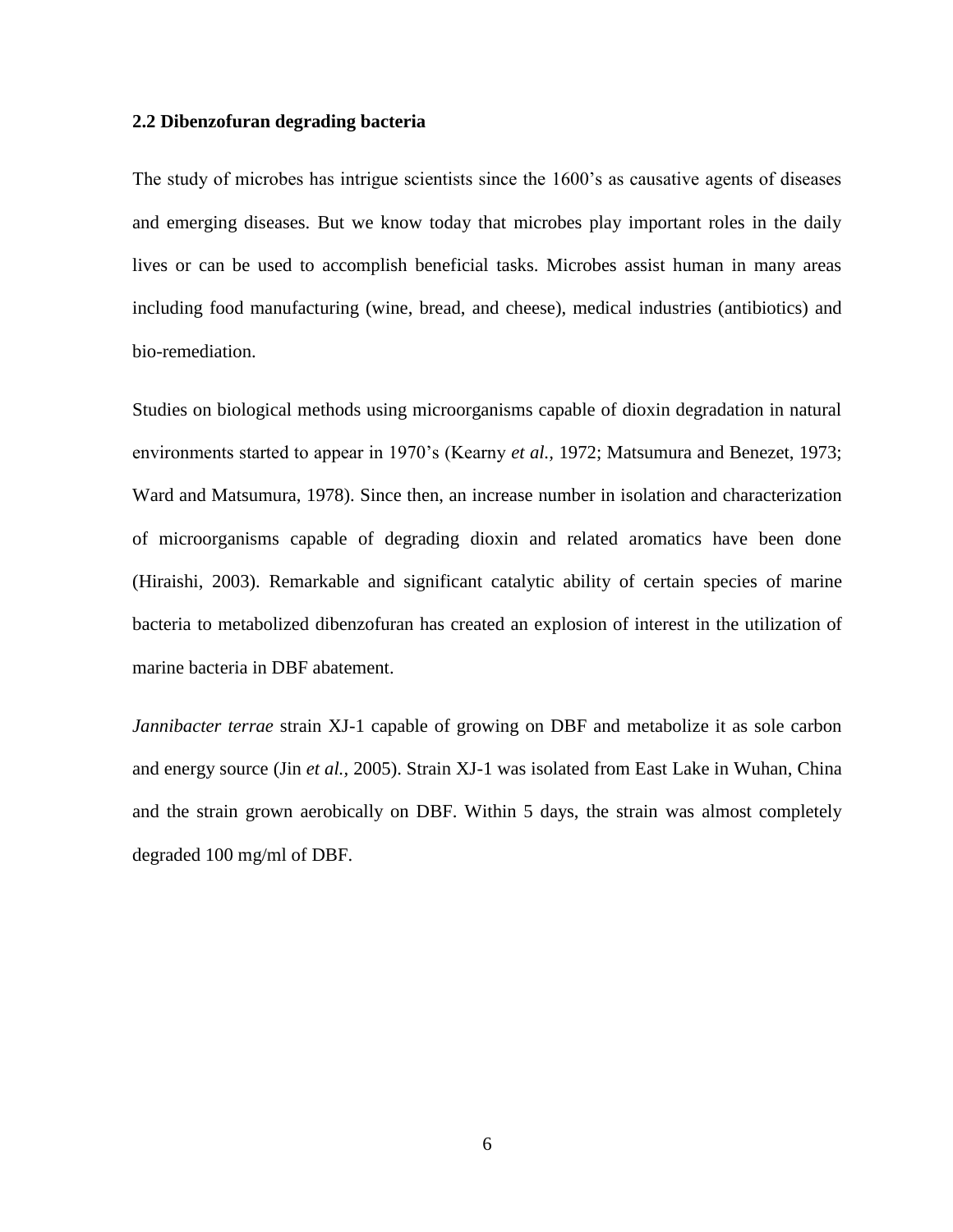## 2.2 Dibenzofuran degrading bacteria

The study of microbes has intrigue scientists since the 1600's as causative agents of diseases and emerging diseases. But we know today that microbes play important roles in the daily lives or can be used to accomplish beneficial tasks. Microbes assist human in many areas including food manufacturing (wine, bread, and cheese), medical industries (antibiotics) and bio-remediation.

Studies on biological methods using microorganisms capable of dioxin degradation in natural environments started to appear in 1970's (Kearny *et al.*, 1972; Matsumura and Benezet, 1973; Ward and Matsumura, 1978). Since then, an increase number in isolation and characterization of microorganisms capable of degrading dioxin and related aromatics have been done (Hiraishi, 2003). Remarkable and significant catalytic ability of certain species of marine bacteria to metabolized dibenzofuran has created an explosion of interest in the utilization of marine bacteria in DBF abatement.

*Jannibacter terrae* strain XJ-1 capable of growing on DBF and metabolize it as sole carbon and energy source (Jin *et al.*, 2005). Strain XJ-1 was isolated from East Lake in Wuhan, China and the strain grown aerobically on DBF. Within 5 days, the strain was almost completely degraded 100 mg/ml of DBF.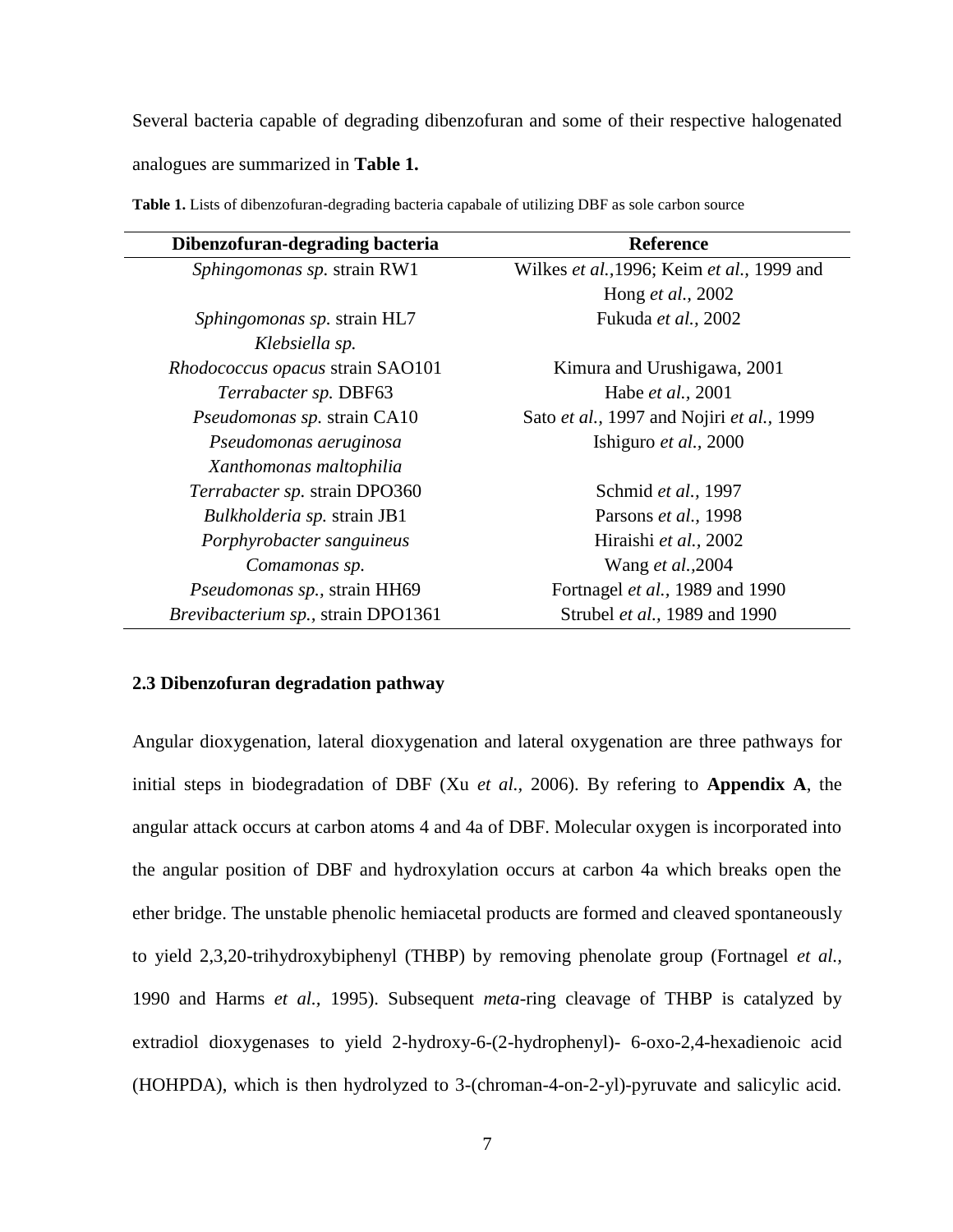Several bacteria capable of degrading dibenzofuran and some of their respective halogenated analogues are summarized in **Table 1.**

**Table 1.** Lists of dibenzofuran-degrading bacteria capabale of utilizing DBF as sole carbon source

| Dibenzofuran-degrading bacteria | Reference |
|---|---|
| *Sphingomonas sp.* strain RW1 | Wilkes *et al.*,1996; Keim *et al.*, 1999 and Hong *et al.*, 2002 |
| *Sphingomonas sp.* strain HL7 | Fukuda *et al.*, 2002 |
| *Klebsiella sp.* | |
| *Rhodococcus opacus* strain SAO101 | Kimura and Urushigawa, 2001 |
| *Terrabacter sp.* DBF63 | Habe *et al.*, 2001 |
| *Pseudomonas sp.* strain CA10 | Sato *et al.*, 1997 and Nojiri *et al.*, 1999 |
| *Pseudomonas aeruginosa* | Ishiguro *et al.*, 2000 |
| *Xanthomonas maltophilia* | |
| *Terrabacter sp.* strain DPO360 | Schmid *et al.*, 1997 |
| *Bulkholderia sp.* strain JB1 | Parsons *et al.*, 1998 |
| *Porphyrobacter sanguineus* | Hiraishi *et al.*, 2002 |
| *Comamonas sp.* | Wang *et al.*,2004 |
| *Pseudomonas sp.*, strain HH69 | Fortnagel *et al.*, 1989 and 1990 |
| *Brevibacterium sp.*, strain DPO1361 | Strubel *et al.*, 1989 and 1990 |

### 2.3 Dibenzofuran degradation pathway

Angular dioxygenation, lateral dioxygenation and lateral oxygenation are three pathways for initial steps in biodegradation of DBF (Xu *et al.*, 2006). By refering to **Appendix A**, the angular attack occurs at carbon atoms 4 and 4a of DBF. Molecular oxygen is incorporated into the angular position of DBF and hydroxylation occurs at carbon 4a which breaks open the ether bridge. The unstable phenolic hemiacetal products are formed and cleaved spontaneously to yield 2,3,20-trihydroxybiphenyl (THBP) by removing phenolate group (Fortnagel *et al.*, 1990 and Harms *et al.*, 1995). Subsequent *meta*-ring cleavage of THBP is catalyzed by extradiol dioxygenases to yield 2-hydroxy-6-(2-hydrophenyl)- 6-oxo-2,4-hexadienoic acid (HOHPDA), which is then hydrolyzed to 3-(chroman-4-on-2-yl)-pyruvate and salicylic acid.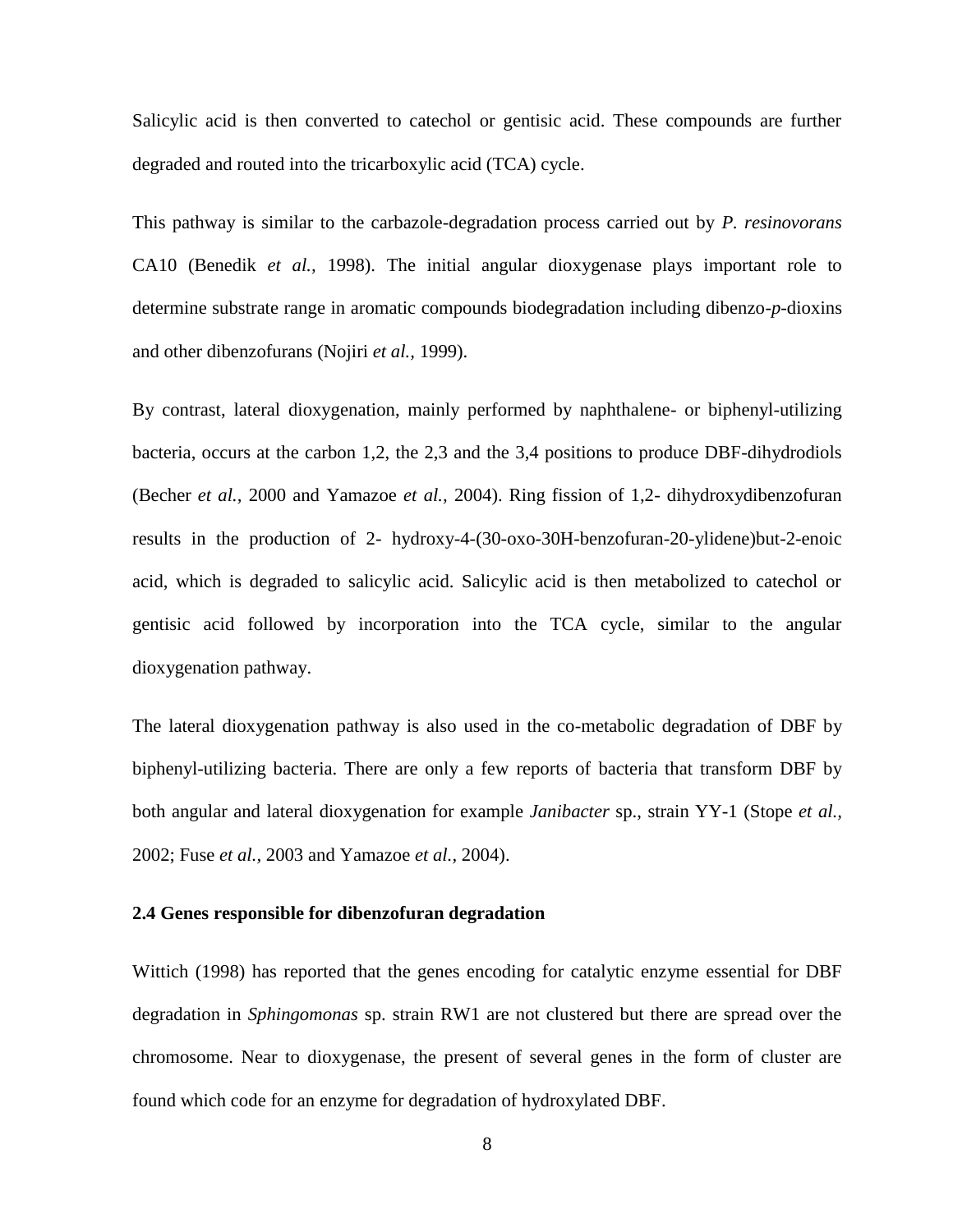Salicylic acid is then converted to catechol or gentisic acid. These compounds are further degraded and routed into the tricarboxylic acid (TCA) cycle.

This pathway is similar to the carbazole-degradation process carried out by *P. resinovorans* CA10 (Benedik *et al.,* 1998). The initial angular dioxygenase plays important role to determine substrate range in aromatic compounds biodegradation including dibenzo-*p*-dioxins and other dibenzofurans (Nojiri *et al.*, 1999).

By contrast, lateral dioxygenation, mainly performed by naphthalene- or biphenyl-utilizing bacteria, occurs at the carbon 1,2, the 2,3 and the 3,4 positions to produce DBF-dihydrodiols (Becher *et al.,* 2000 and Yamazoe *et al.*, 2004). Ring fission of 1,2- dihydroxydibenzofuran results in the production of 2- hydroxy-4-(30-oxo-30H-benzofuran-20-ylidene)but-2-enoic acid, which is degraded to salicylic acid. Salicylic acid is then metabolized to catechol or gentisic acid followed by incorporation into the TCA cycle, similar to the angular dioxygenation pathway.

The lateral dioxygenation pathway is also used in the co-metabolic degradation of DBF by biphenyl-utilizing bacteria. There are only a few reports of bacteria that transform DBF by both angular and lateral dioxygenation for example *Janibacter* sp., strain YY-1 (Stope *et al.,* 2002; Fuse *et al.*, 2003 and Yamazoe *et al.*, 2004).

## 2.4 Genes responsible for dibenzofuran degradation

Wittich (1998) has reported that the genes encoding for catalytic enzyme essential for DBF degradation in *Sphingomonas* sp. strain RW1 are not clustered but there are spread over the chromosome. Near to dioxygenase, the present of several genes in the form of cluster are found which code for an enzyme for degradation of hydroxylated DBF.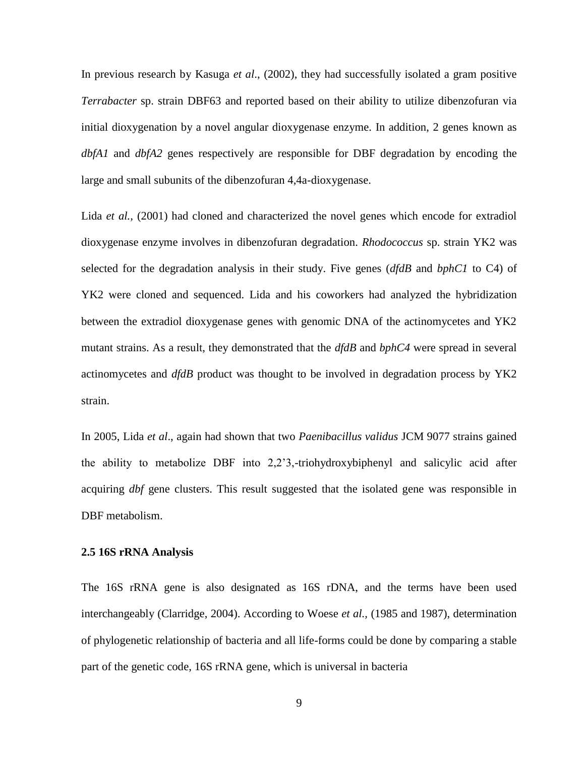In previous research by Kasuga *et al*., (2002), they had successfully isolated a gram positive *Terrabacter* sp. strain DBF63 and reported based on their ability to utilize dibenzofuran via initial dioxygenation by a novel angular dioxygenase enzyme. In addition, 2 genes known as *dbfA1* and *dbfA2* genes respectively are responsible for DBF degradation by encoding the large and small subunits of the dibenzofuran 4,4a-dioxygenase.

Lida *et al.,* (2001) had cloned and characterized the novel genes which encode for extradiol dioxygenase enzyme involves in dibenzofuran degradation. *Rhodococcus* sp. strain YK2 was selected for the degradation analysis in their study. Five genes (*dfdB* and *bphC1* to C4) of YK2 were cloned and sequenced. Lida and his coworkers had analyzed the hybridization between the extradiol dioxygenase genes with genomic DNA of the actinomycetes and YK2 mutant strains. As a result, they demonstrated that the *dfdB* and *bphC4* were spread in several actinomycetes and *dfdB* product was thought to be involved in degradation process by YK2 strain.

In 2005, Lida *et al*., again had shown that two *Paenibacillus validus* JCM 9077 strains gained the ability to metabolize DBF into 2,2'3,-triohydroxybiphenyl and salicylic acid after acquiring *dbf* gene clusters. This result suggested that the isolated gene was responsible in DBF metabolism.

### 2.5 16S rRNA Analysis

The 16S rRNA gene is also designated as 16S rDNA, and the terms have been used interchangeably (Clarridge, 2004). According to Woese *et al.,* (1985 and 1987), determination of phylogenetic relationship of bacteria and all life-forms could be done by comparing a stable part of the genetic code, 16S rRNA gene, which is universal in bacteria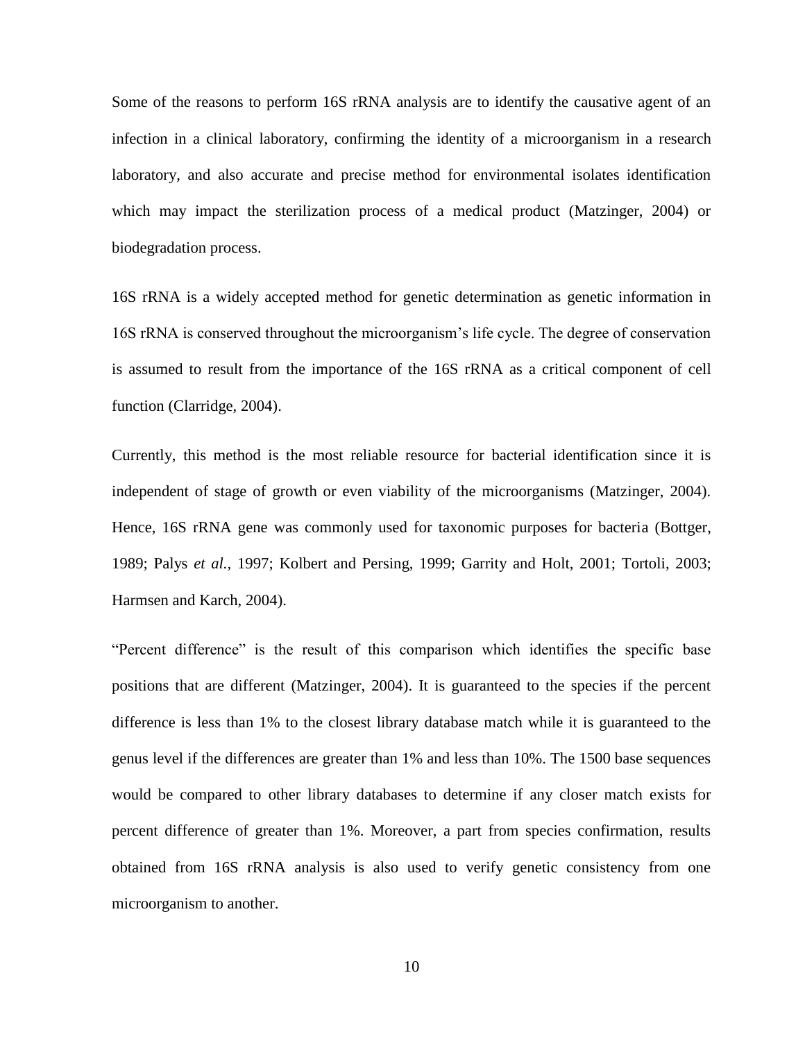Some of the reasons to perform 16S rRNA analysis are to identify the causative agent of an infection in a clinical laboratory, confirming the identity of a microorganism in a research laboratory, and also accurate and precise method for environmental isolates identification which may impact the sterilization process of a medical product (Matzinger, 2004) or biodegradation process.

16S rRNA is a widely accepted method for genetic determination as genetic information in 16S rRNA is conserved throughout the microorganism's life cycle. The degree of conservation is assumed to result from the importance of the 16S rRNA as a critical component of cell function (Clarridge, 2004).

Currently, this method is the most reliable resource for bacterial identification since it is independent of stage of growth or even viability of the microorganisms (Matzinger, 2004). Hence, 16S rRNA gene was commonly used for taxonomic purposes for bacteria (Bottger, 1989; Palys *et al.*, 1997; Kolbert and Persing, 1999; Garrity and Holt, 2001; Tortoli, 2003; Harmsen and Karch, 2004).

"Percent difference" is the result of this comparison which identifies the specific base positions that are different (Matzinger, 2004). It is guaranteed to the species if the percent difference is less than 1% to the closest library database match while it is guaranteed to the genus level if the differences are greater than 1% and less than 10%. The 1500 base sequences would be compared to other library databases to determine if any closer match exists for percent difference of greater than 1%. Moreover, a part from species confirmation, results obtained from 16S rRNA analysis is also used to verify genetic consistency from one microorganism to another.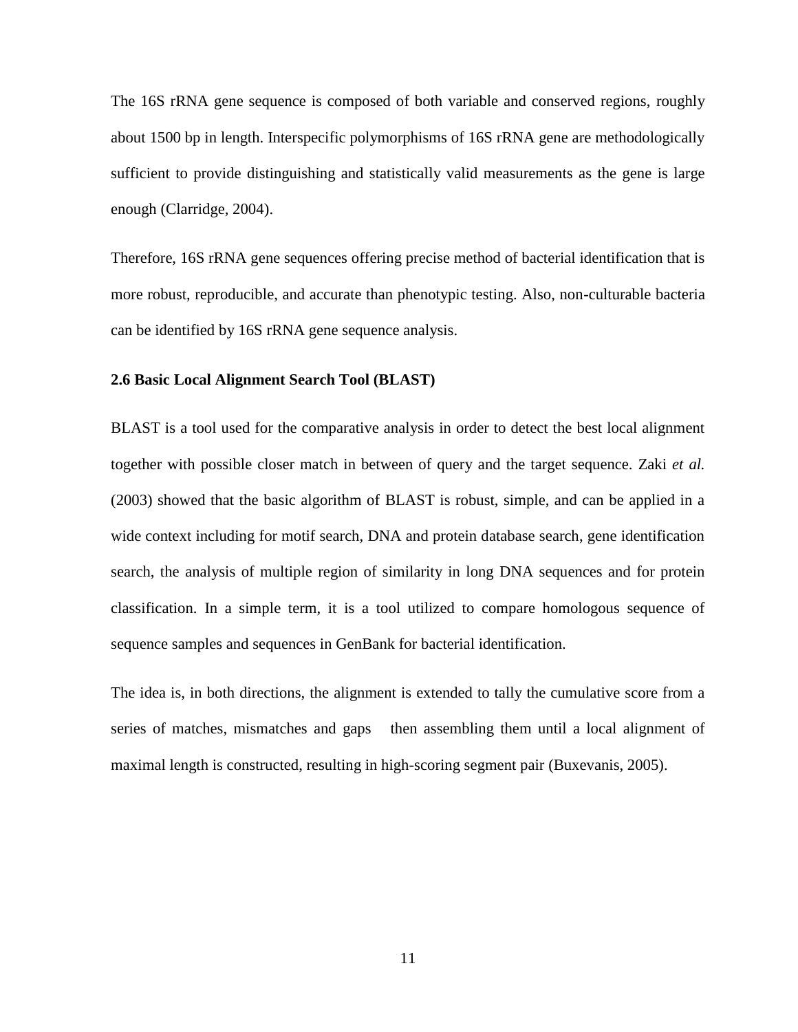The 16S rRNA gene sequence is composed of both variable and conserved regions, roughly about 1500 bp in length. Interspecific polymorphisms of 16S rRNA gene are methodologically sufficient to provide distinguishing and statistically valid measurements as the gene is large enough (Clarridge, 2004).

Therefore, 16S rRNA gene sequences offering precise method of bacterial identification that is more robust, reproducible, and accurate than phenotypic testing. Also, non-culturable bacteria can be identified by 16S rRNA gene sequence analysis.

### 2.6 Basic Local Alignment Search Tool (BLAST)

BLAST is a tool used for the comparative analysis in order to detect the best local alignment together with possible closer match in between of query and the target sequence. Zaki *et al.* (2003) showed that the basic algorithm of BLAST is robust, simple, and can be applied in a wide context including for motif search, DNA and protein database search, gene identification search, the analysis of multiple region of similarity in long DNA sequences and for protein classification. In a simple term, it is a tool utilized to compare homologous sequence of sequence samples and sequences in GenBank for bacterial identification.

The idea is, in both directions, the alignment is extended to tally the cumulative score from a series of matches, mismatches and gaps then assembling them until a local alignment of maximal length is constructed, resulting in high-scoring segment pair (Buxevanis, 2005).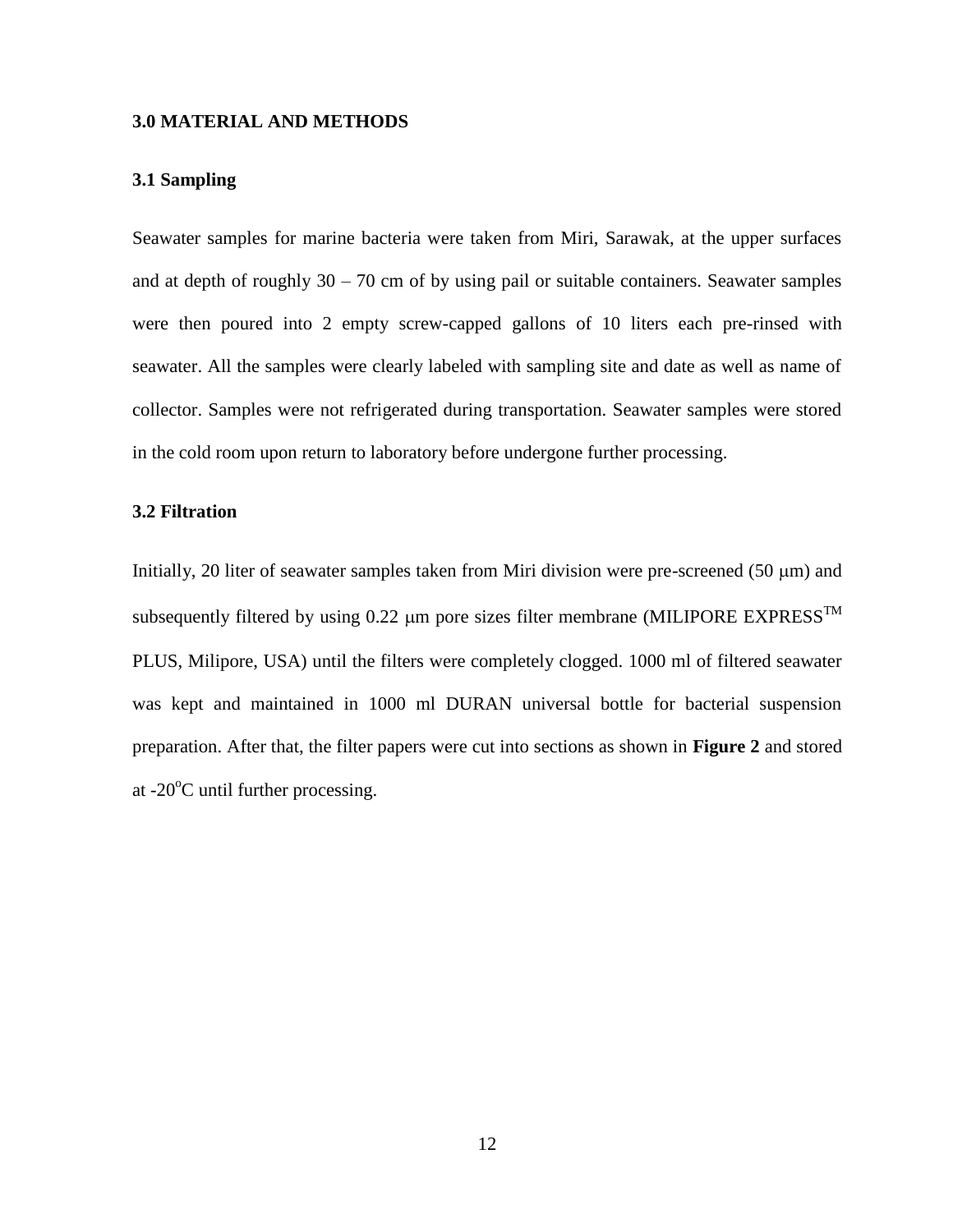## 3.0 MATERIAL AND METHODS

### 3.1 Sampling

Seawater samples for marine bacteria were taken from Miri, Sarawak, at the upper surfaces and at depth of roughly 30 – 70 cm of by using pail or suitable containers. Seawater samples were then poured into 2 empty screw-capped gallons of 10 liters each pre-rinsed with seawater. All the samples were clearly labeled with sampling site and date as well as name of collector. Samples were not refrigerated during transportation. Seawater samples were stored in the cold room upon return to laboratory before undergone further processing.

### 3.2 Filtration

Initially, 20 liter of seawater samples taken from Miri division were pre-screened (50 μm) and subsequently filtered by using 0.22 μm pore sizes filter membrane (MILIPORE EXPRESS$^{TM}$ PLUS, Milipore, USA) until the filters were completely clogged. 1000 ml of filtered seawater was kept and maintained in 1000 ml DURAN universal bottle for bacterial suspension preparation. After that, the filter papers were cut into sections as shown in **Figure 2** and stored at -20$^{o}$C until further processing.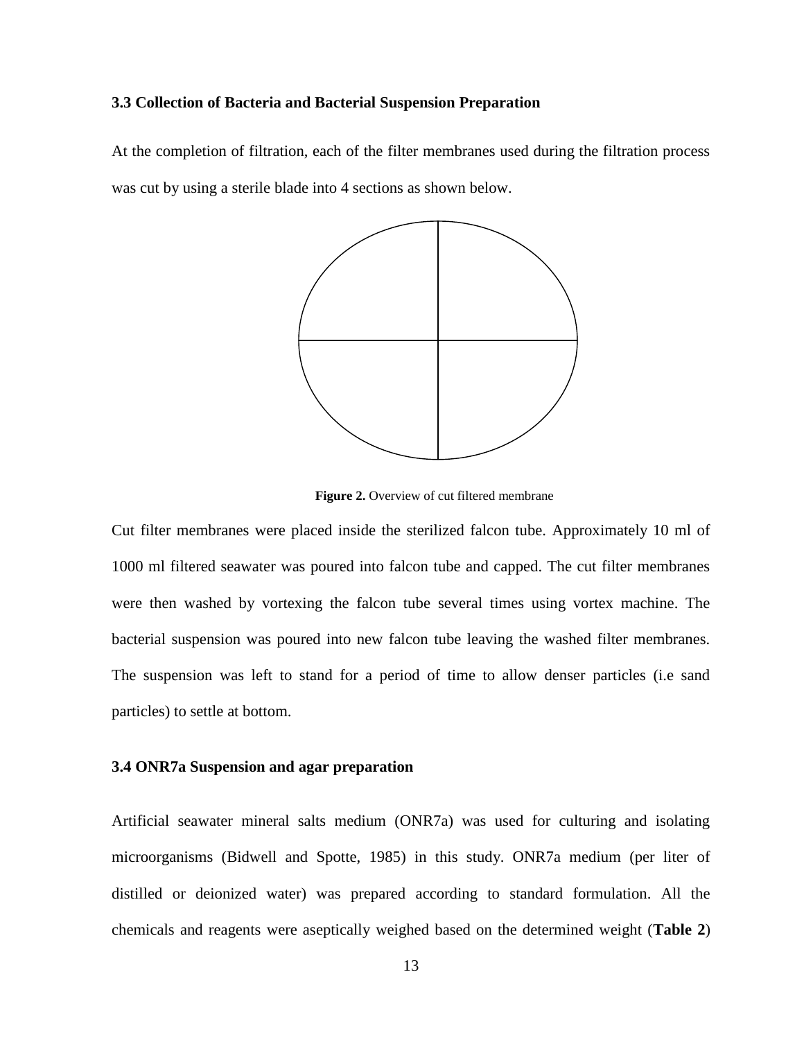### 3.3 Collection of Bacteria and Bacterial Suspension Preparation

At the completion of filtration, each of the filter membranes used during the filtration process was cut by using a sterile blade into 4 sections as shown below.

**Figure 2.** Overview of cut filtered membrane

Cut filter membranes were placed inside the sterilized falcon tube. Approximately 10 ml of 1000 ml filtered seawater was poured into falcon tube and capped. The cut filter membranes were then washed by vortexing the falcon tube several times using vortex machine. The bacterial suspension was poured into new falcon tube leaving the washed filter membranes. The suspension was left to stand for a period of time to allow denser particles (i.e sand particles) to settle at bottom.

### 3.4 ONR7a Suspension and agar preparation

Artificial seawater mineral salts medium (ONR7a) was used for culturing and isolating microorganisms (Bidwell and Spotte, 1985) in this study. ONR7a medium (per liter of distilled or deionized water) was prepared according to standard formulation. All the chemicals and reagents were aseptically weighed based on the determined weight (**Table 2**)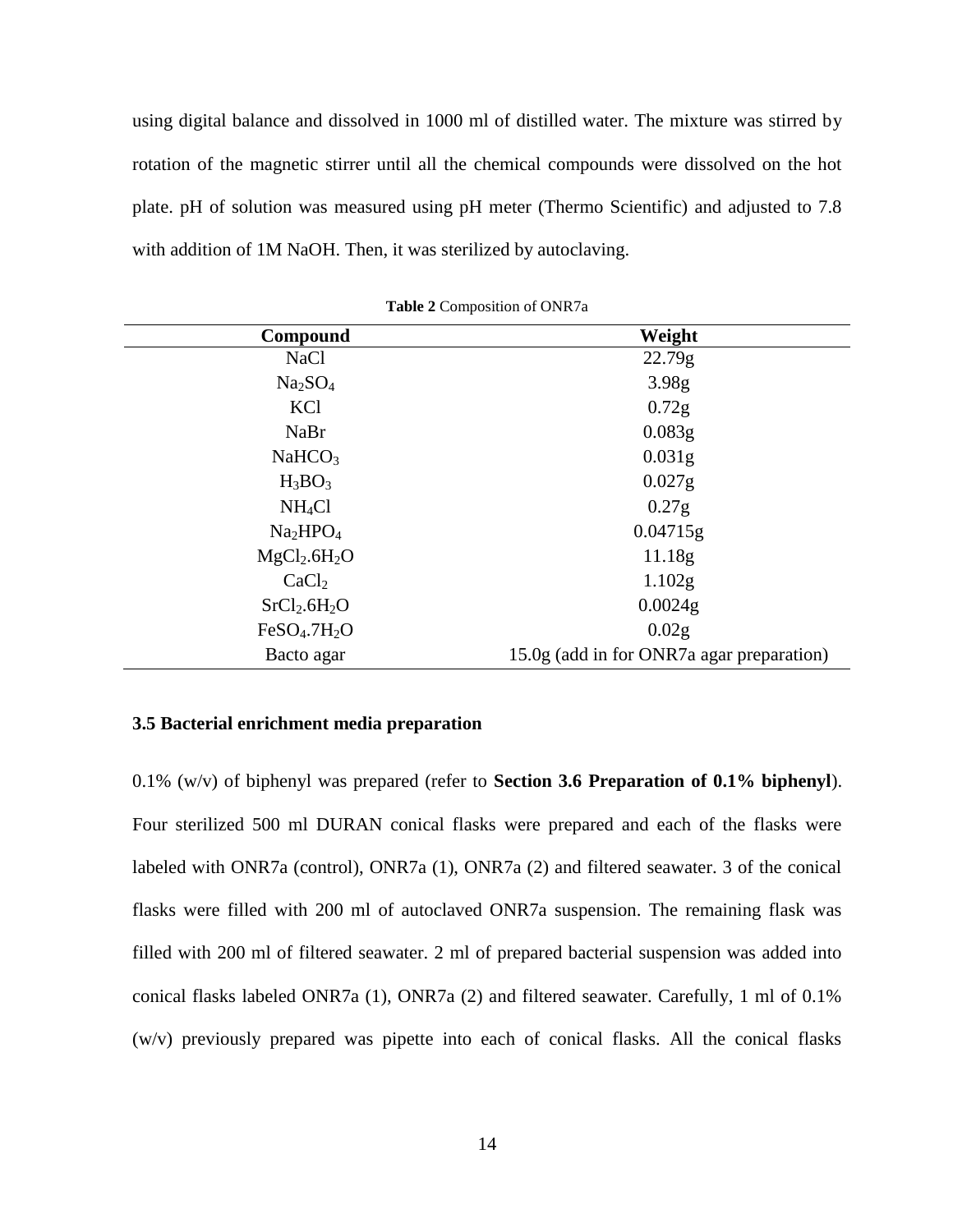using digital balance and dissolved in 1000 ml of distilled water. The mixture was stirred by rotation of the magnetic stirrer until all the chemical compounds were dissolved on the hot plate. pH of solution was measured using pH meter (Thermo Scientific) and adjusted to 7.8 with addition of 1M NaOH. Then, it was sterilized by autoclaving.

**Table 2** Composition of ONR7a

| Compound | Weight |
|---|---|
| NaCl | 22.79g |
| $Na_2SO_4$ | 3.98g |
| KCl | 0.72g |
| NaBr | 0.083g |
| $NaHCO_3$ | 0.031g |
| $H_3BO_3$ | 0.027g |
| $NH_4Cl$ | 0.27g |
| $Na_2HPO_4$ | 0.04715g |
| $MgCl_2.6H_2O$ | 11.18g |
| $CaCl_2$ | 1.102g |
| $SrCl_2.6H_2O$ | 0.0024g |
| $FeSO_4.7H_2O$ | 0.02g |
| Bacto agar | 15.0g (add in for ONR7a agar preparation) |

### 3.5 Bacterial enrichment media preparation

0.1% (w/v) of biphenyl was prepared (refer to **Section 3.6 Preparation of 0.1% biphenyl**). Four sterilized 500 ml DURAN conical flasks were prepared and each of the flasks were labeled with ONR7a (control), ONR7a (1), ONR7a (2) and filtered seawater. 3 of the conical flasks were filled with 200 ml of autoclaved ONR7a suspension. The remaining flask was filled with 200 ml of filtered seawater. 2 ml of prepared bacterial suspension was added into conical flasks labeled ONR7a (1), ONR7a (2) and filtered seawater. Carefully, 1 ml of 0.1% (w/v) previously prepared was pipette into each of conical flasks. All the conical flasks